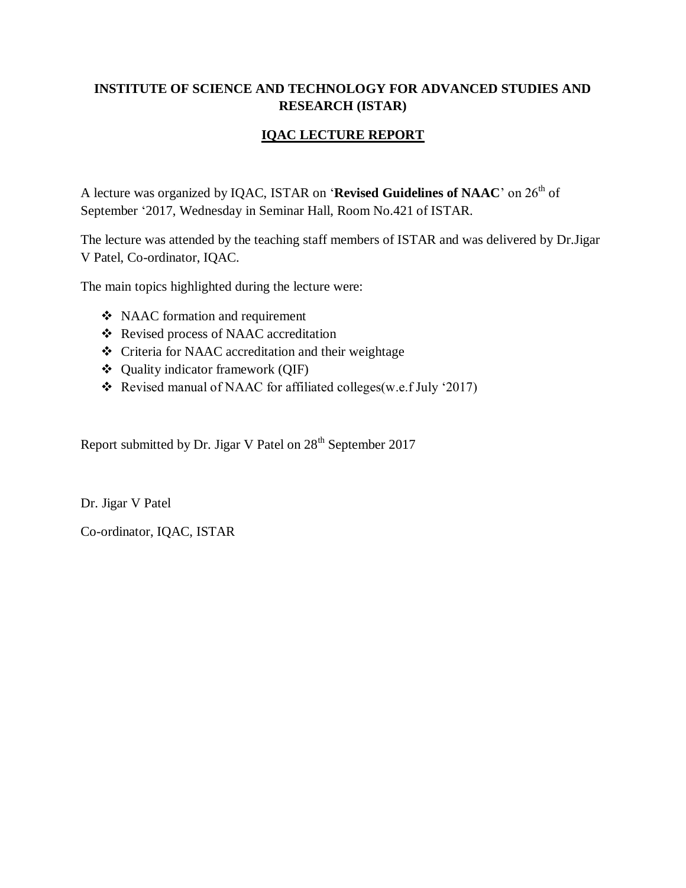## INSTITUTE OF SCIENCE AND TECHNOLOGY FOR ADVANCED STUDIES AND RESEARCH (ISTAR)

### IQAC LECTURE REPORT

A lecture was organized by IQAC, ISTAR on '**Revised Guidelines of NAAC**' on 26th of September '2017, Wednesday in Seminar Hall, Room No.421 of ISTAR.

The lecture was attended by the teaching staff members of ISTAR and was delivered by Dr.Jigar V Patel, Co-ordinator, IQAC.

The main topics highlighted during the lecture were:

- NAAC formation and requirement
- Revised process of NAAC accreditation
- Criteria for NAAC accreditation and their weightage
- Quality indicator framework (QIF)
- Revised manual of NAAC for affiliated colleges(w.e.f July '2017)

Report submitted by Dr. Jigar V Patel on 28th September 2017

Dr. Jigar V Patel

Co-ordinator, IQAC, ISTAR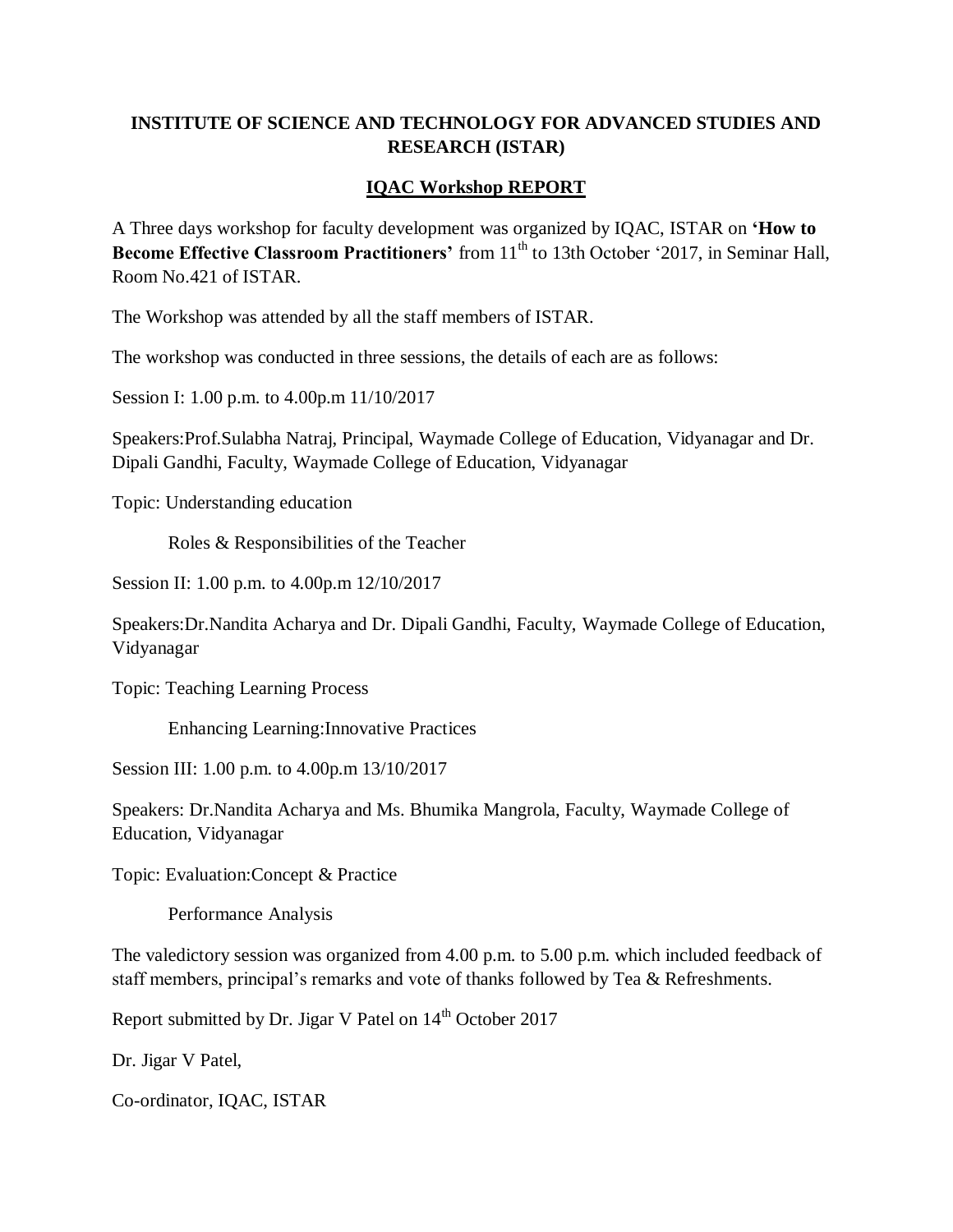## INSTITUTE OF SCIENCE AND TECHNOLOGY FOR ADVANCED STUDIES AND RESEARCH (ISTAR)

### IQAC Workshop REPORT

A Three days workshop for faculty development was organized by IQAC, ISTAR on **'How to Become Effective Classroom Practitioners'** from 11th to 13th October '2017, in Seminar Hall, Room No.421 of ISTAR.

The Workshop was attended by all the staff members of ISTAR.

The workshop was conducted in three sessions, the details of each are as follows:

Session I: 1.00 p.m. to 4.00p.m 11/10/2017

Speakers:Prof.Sulabha Natraj, Principal, Waymade College of Education, Vidyanagar and Dr. Dipali Gandhi, Faculty, Waymade College of Education, Vidyanagar

Topic: Understanding education

Roles & Responsibilities of the Teacher

Session II: 1.00 p.m. to 4.00p.m 12/10/2017

Speakers:Dr.Nandita Acharya and Dr. Dipali Gandhi, Faculty, Waymade College of Education, Vidyanagar

Topic: Teaching Learning Process

Enhancing Learning:Innovative Practices

Session III: 1.00 p.m. to 4.00p.m 13/10/2017

Speakers: Dr.Nandita Acharya and Ms. Bhumika Mangrola, Faculty, Waymade College of Education, Vidyanagar

Topic: Evaluation:Concept & Practice

Performance Analysis

The valedictory session was organized from 4.00 p.m. to 5.00 p.m. which included feedback of staff members, principal's remarks and vote of thanks followed by Tea & Refreshments.

Report submitted by Dr. Jigar V Patel on 14th October 2017

Dr. Jigar V Patel,

Co-ordinator, IQAC, ISTAR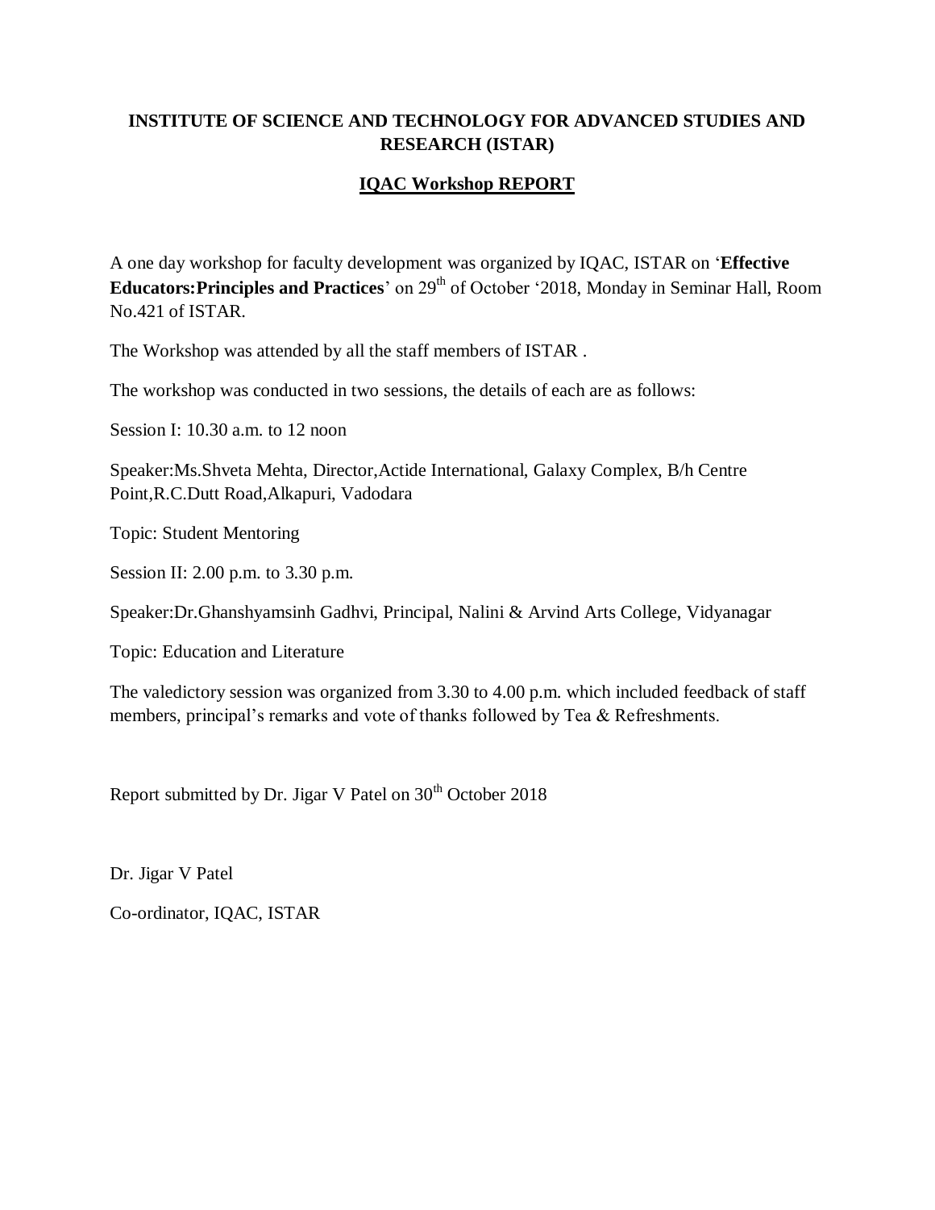**INSTITUTE OF SCIENCE AND TECHNOLOGY FOR ADVANCED STUDIES AND RESEARCH (ISTAR)**

## IQAC Workshop REPORT

A one day workshop for faculty development was organized by IQAC, ISTAR on '**Effective Educators:Principles and Practices**' on 29th of October '2018, Monday in Seminar Hall, Room No.421 of ISTAR.

The Workshop was attended by all the staff members of ISTAR .

The workshop was conducted in two sessions, the details of each are as follows:

Session I: 10.30 a.m. to 12 noon

Speaker:Ms.Shveta Mehta, Director,Actide International, Galaxy Complex, B/h Centre Point,R.C.Dutt Road,Alkapuri, Vadodara

Topic: Student Mentoring

Session II: 2.00 p.m. to 3.30 p.m.

Speaker:Dr.Ghanshyamsinh Gadhvi, Principal, Nalini & Arvind Arts College, Vidyanagar

Topic: Education and Literature

The valedictory session was organized from 3.30 to 4.00 p.m. which included feedback of staff members, principal's remarks and vote of thanks followed by Tea & Refreshments.

Report submitted by Dr. Jigar V Patel on 30th October 2018

Dr. Jigar V Patel

Co-ordinator, IQAC, ISTAR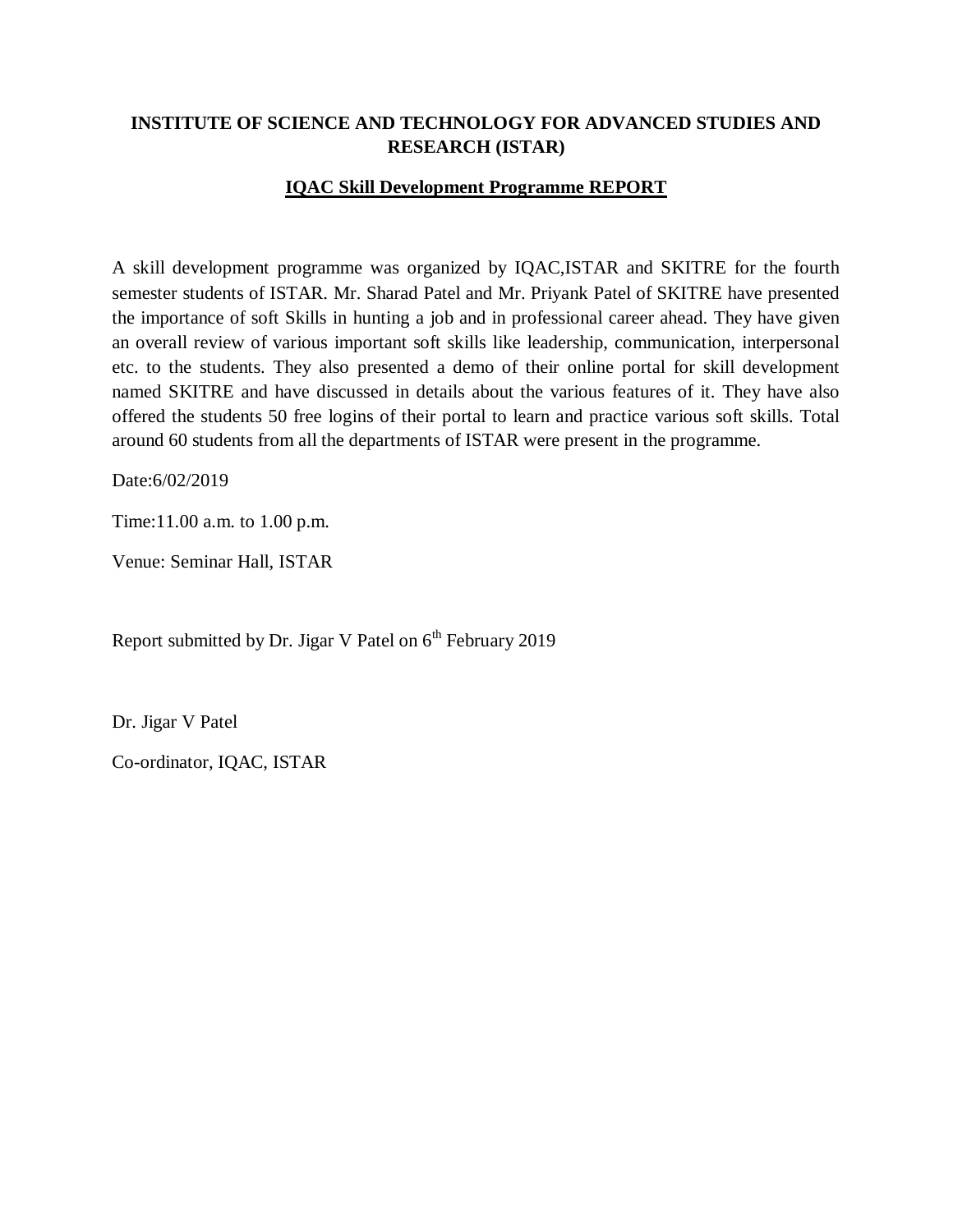**INSTITUTE OF SCIENCE AND TECHNOLOGY FOR ADVANCED STUDIES AND RESEARCH (ISTAR)**

**<u>IQAC Skill Development Programme REPORT</u>**

A skill development programme was organized by IQAC,ISTAR and SKITRE for the fourth semester students of ISTAR. Mr. Sharad Patel and Mr. Priyank Patel of SKITRE have presented the importance of soft Skills in hunting a job and in professional career ahead. They have given an overall review of various important soft skills like leadership, communication, interpersonal etc. to the students. They also presented a demo of their online portal for skill development named SKITRE and have discussed in details about the various features of it. They have also offered the students 50 free logins of their portal to learn and practice various soft skills. Total around 60 students from all the departments of ISTAR were present in the programme.

Date:6/02/2019

Time:11.00 a.m. to 1.00 p.m.

Venue: Seminar Hall, ISTAR

Report submitted by Dr. Jigar V Patel on 6th February 2019

Dr. Jigar V Patel

Co-ordinator, IQAC, ISTAR